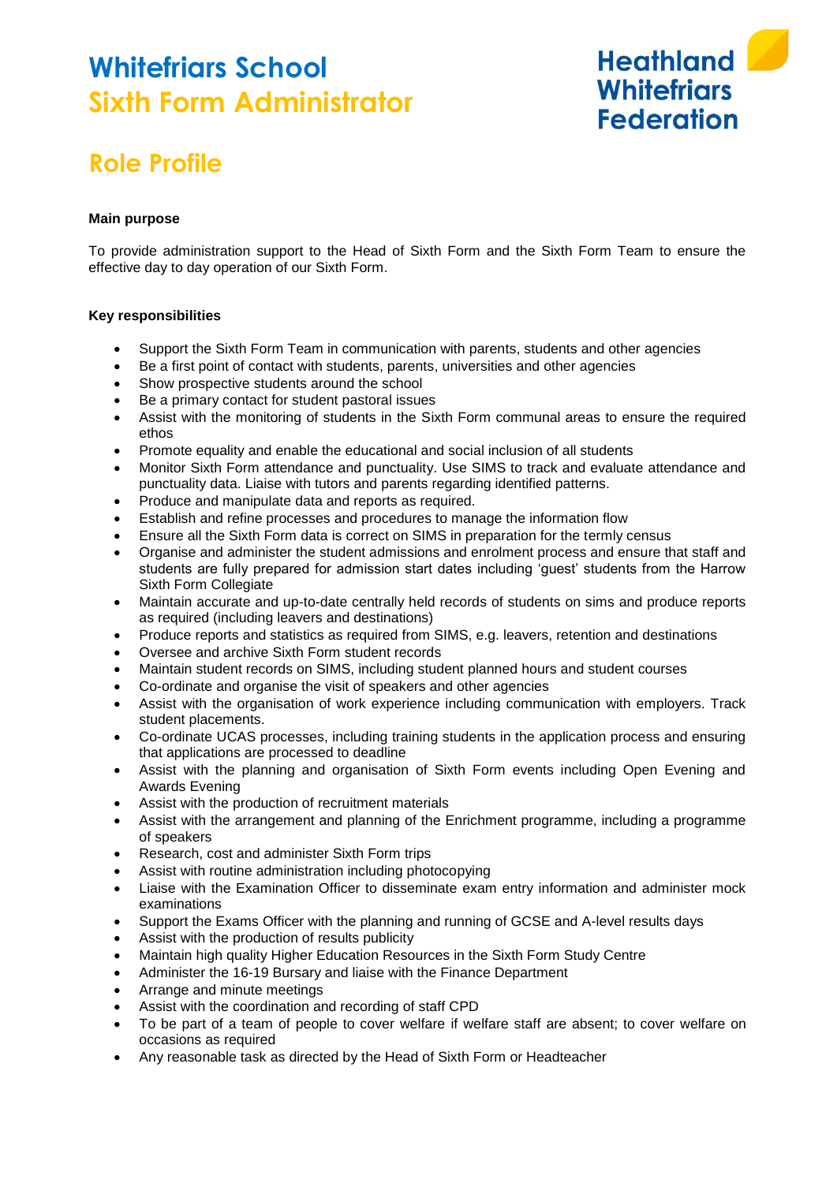# Whitefriars School
# Sixth Form Administrator

Heathland Whitefriars Federation

## Role Profile

**Main purpose**

To provide administration support to the Head of Sixth Form and the Sixth Form Team to ensure the effective day to day operation of our Sixth Form.

**Key responsibilities**

- Support the Sixth Form Team in communication with parents, students and other agencies
- Be a first point of contact with students, parents, universities and other agencies
- Show prospective students around the school
- Be a primary contact for student pastoral issues
- Assist with the monitoring of students in the Sixth Form communal areas to ensure the required ethos
- Promote equality and enable the educational and social inclusion of all students
- Monitor Sixth Form attendance and punctuality. Use SIMS to track and evaluate attendance and punctuality data. Liaise with tutors and parents regarding identified patterns.
- Produce and manipulate data and reports as required.
- Establish and refine processes and procedures to manage the information flow
- Ensure all the Sixth Form data is correct on SIMS in preparation for the termly census
- Organise and administer the student admissions and enrolment process and ensure that staff and students are fully prepared for admission start dates including 'guest' students from the Harrow Sixth Form Collegiate
- Maintain accurate and up-to-date centrally held records of students on sims and produce reports as required (including leavers and destinations)
- Produce reports and statistics as required from SIMS, e.g. leavers, retention and destinations
- Oversee and archive Sixth Form student records
- Maintain student records on SIMS, including student planned hours and student courses
- Co-ordinate and organise the visit of speakers and other agencies
- Assist with the organisation of work experience including communication with employers. Track student placements.
- Co-ordinate UCAS processes, including training students in the application process and ensuring that applications are processed to deadline
- Assist with the planning and organisation of Sixth Form events including Open Evening and Awards Evening
- Assist with the production of recruitment materials
- Assist with the arrangement and planning of the Enrichment programme, including a programme of speakers
- Research, cost and administer Sixth Form trips
- Assist with routine administration including photocopying
- Liaise with the Examination Officer to disseminate exam entry information and administer mock examinations
- Support the Exams Officer with the planning and running of GCSE and A-level results days
- Assist with the production of results publicity
- Maintain high quality Higher Education Resources in the Sixth Form Study Centre
- Administer the 16-19 Bursary and liaise with the Finance Department
- Arrange and minute meetings
- Assist with the coordination and recording of staff CPD
- To be part of a team of people to cover welfare if welfare staff are absent; to cover welfare on occasions as required
- Any reasonable task as directed by the Head of Sixth Form or Headteacher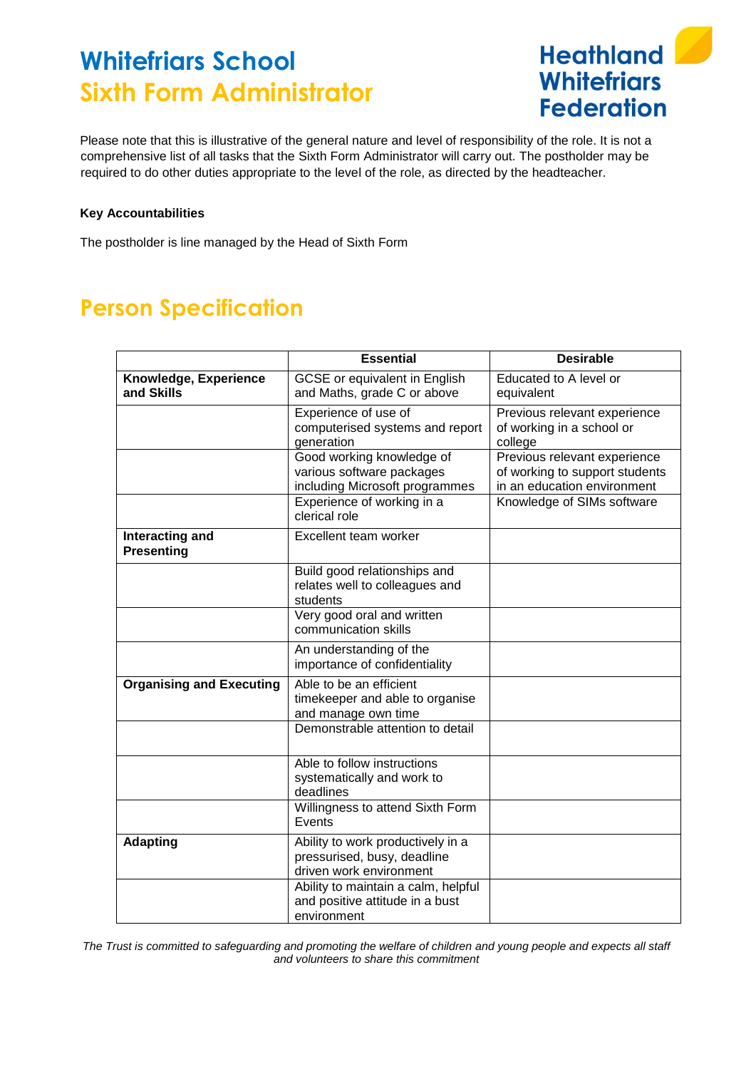# Whitefriars School
## Sixth Form Administrator

Heathland Whitefriars Federation

Please note that this is illustrative of the general nature and level of responsibility of the role. It is not a comprehensive list of all tasks that the Sixth Form Administrator will carry out. The postholder may be required to do other duties appropriate to the level of the role, as directed by the headteacher.

**Key Accountabilities**

The postholder is line managed by the Head of Sixth Form

# Person Specification

| | Essential | Desirable |
|---|---|---|
| **Knowledge, Experience and Skills** | GCSE or equivalent in English and Maths, grade C or above | Educated to A level or equivalent |
| | Experience of use of computerised systems and report generation | Previous relevant experience of working in a school or college |
| | Good working knowledge of various software packages including Microsoft programmes | Previous relevant experience of working to support students in an education environment |
| | Experience of working in a clerical role | Knowledge of SIMs software |
| **Interacting and Presenting** | Excellent team worker | |
| | Build good relationships and relates well to colleagues and students | |
| | Very good oral and written communication skills | |
| | An understanding of the importance of confidentiality | |
| **Organising and Executing** | Able to be an efficient timekeeper and able to organise and manage own time | |
| | Demonstrable attention to detail | |
| | Able to follow instructions systematically and work to deadlines | |
| | Willingness to attend Sixth Form Events | |
| **Adapting** | Ability to work productively in a pressurised, busy, deadline driven work environment | |
| | Ability to maintain a calm, helpful and positive attitude in a bust environment | |

*The Trust is committed to safeguarding and promoting the welfare of children and young people and expects all staff and volunteers to share this commitment*